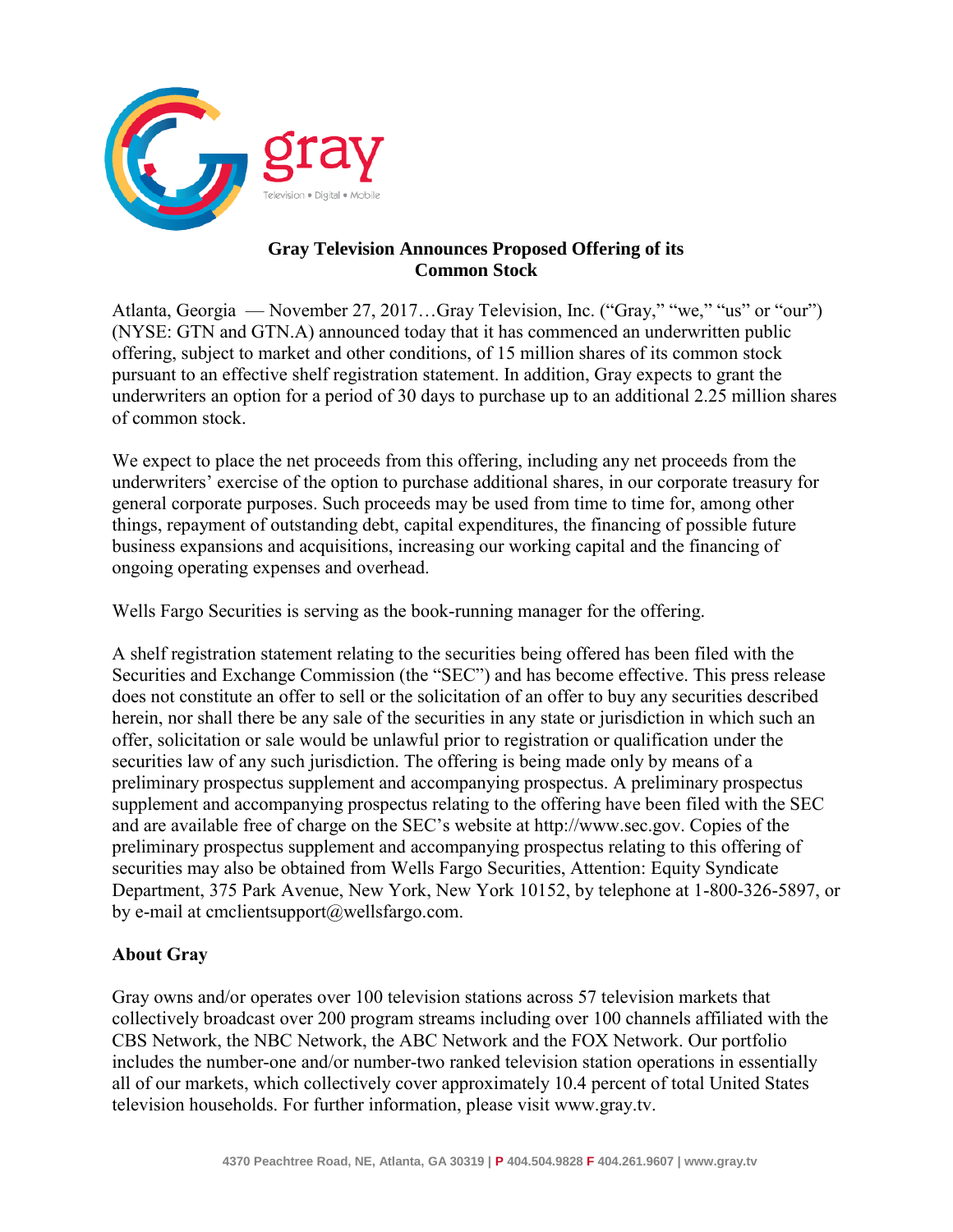# Gray Television Announces Proposed Offering of its Common Stock

Atlanta, Georgia — November 27, 2017…Gray Television, Inc. ("Gray," "we," "us" or "our") (NYSE: GTN and GTN.A) announced today that it has commenced an underwritten public offering, subject to market and other conditions, of 15 million shares of its common stock pursuant to an effective shelf registration statement. In addition, Gray expects to grant the underwriters an option for a period of 30 days to purchase up to an additional 2.25 million shares of common stock.

We expect to place the net proceeds from this offering, including any net proceeds from the underwriters' exercise of the option to purchase additional shares, in our corporate treasury for general corporate purposes. Such proceeds may be used from time to time for, among other things, repayment of outstanding debt, capital expenditures, the financing of possible future business expansions and acquisitions, increasing our working capital and the financing of ongoing operating expenses and overhead.

Wells Fargo Securities is serving as the book-running manager for the offering.

A shelf registration statement relating to the securities being offered has been filed with the Securities and Exchange Commission (the "SEC") and has become effective. This press release does not constitute an offer to sell or the solicitation of an offer to buy any securities described herein, nor shall there be any sale of the securities in any state or jurisdiction in which such an offer, solicitation or sale would be unlawful prior to registration or qualification under the securities law of any such jurisdiction. The offering is being made only by means of a preliminary prospectus supplement and accompanying prospectus. A preliminary prospectus supplement and accompanying prospectus relating to the offering have been filed with the SEC and are available free of charge on the SEC's website at http://www.sec.gov. Copies of the preliminary prospectus supplement and accompanying prospectus relating to this offering of securities may also be obtained from Wells Fargo Securities, Attention: Equity Syndicate Department, 375 Park Avenue, New York, New York 10152, by telephone at 1-800-326-5897, or by e-mail at cmclientsupport@wellsfargo.com.

## About Gray

Gray owns and/or operates over 100 television stations across 57 television markets that collectively broadcast over 200 program streams including over 100 channels affiliated with the CBS Network, the NBC Network, the ABC Network and the FOX Network. Our portfolio includes the number-one and/or number-two ranked television station operations in essentially all of our markets, which collectively cover approximately 10.4 percent of total United States television households. For further information, please visit www.gray.tv.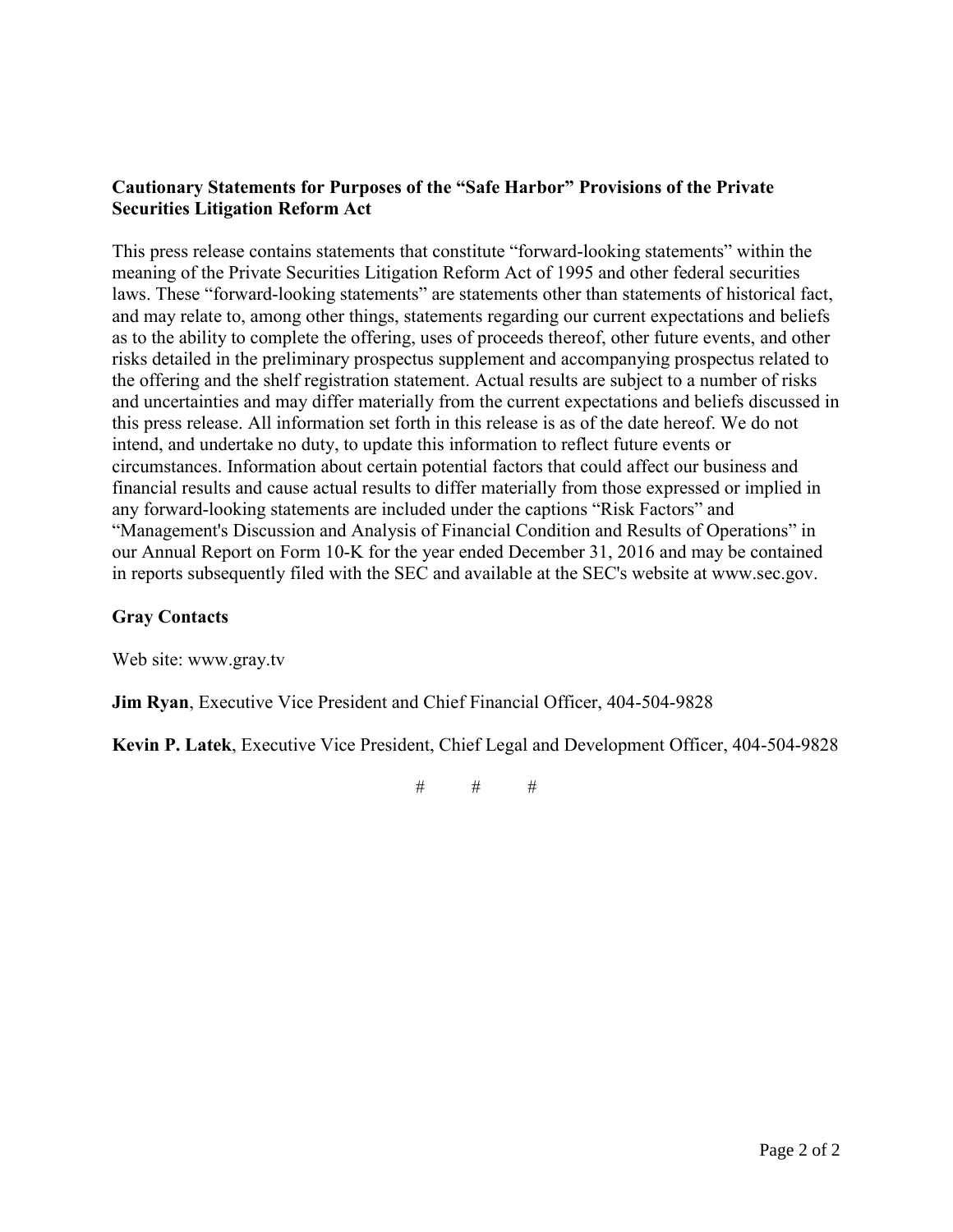**Cautionary Statements for Purposes of the "Safe Harbor" Provisions of the Private Securities Litigation Reform Act**

This press release contains statements that constitute "forward-looking statements" within the meaning of the Private Securities Litigation Reform Act of 1995 and other federal securities laws. These "forward-looking statements" are statements other than statements of historical fact, and may relate to, among other things, statements regarding our current expectations and beliefs as to the ability to complete the offering, uses of proceeds thereof, other future events, and other risks detailed in the preliminary prospectus supplement and accompanying prospectus related to the offering and the shelf registration statement. Actual results are subject to a number of risks and uncertainties and may differ materially from the current expectations and beliefs discussed in this press release. All information set forth in this release is as of the date hereof. We do not intend, and undertake no duty, to update this information to reflect future events or circumstances. Information about certain potential factors that could affect our business and financial results and cause actual results to differ materially from those expressed or implied in any forward-looking statements are included under the captions "Risk Factors" and "Management's Discussion and Analysis of Financial Condition and Results of Operations" in our Annual Report on Form 10-K for the year ended December 31, 2016 and may be contained in reports subsequently filed with the SEC and available at the SEC's website at www.sec.gov.

**Gray Contacts**

Web site: www.gray.tv

**Jim Ryan**, Executive Vice President and Chief Financial Officer, 404-504-9828

**Kevin P. Latek**, Executive Vice President, Chief Legal and Development Officer, 404-504-9828

# # #